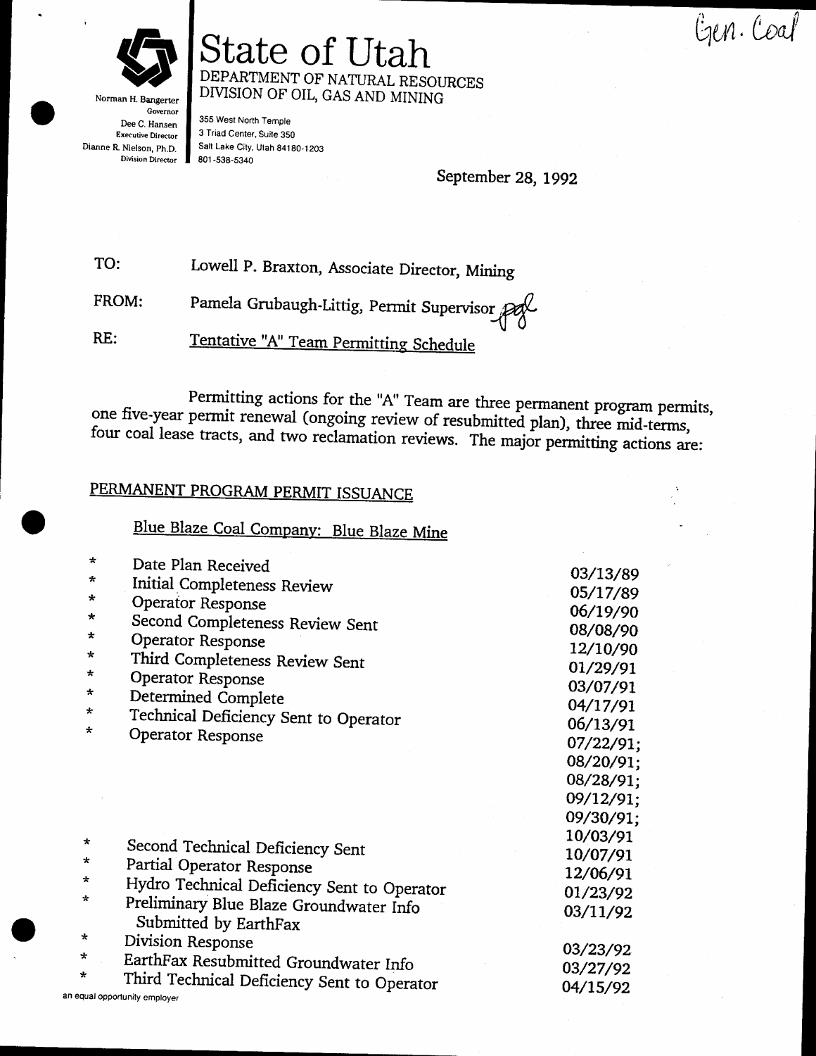Gen. Coal

# State of Utah

DEPARTMENT OF NATURAL RESOURCES
DIVISION OF OIL, GAS AND MINING

Norman H. Bangerter, Governor
Dee C. Hansen, Executive Director
Dianne R. Nielson, Ph.D., Division Director

355 West North Temple
3 Triad Center, Suite 350
Salt Lake City, Utah 84180-1203
801-538-5340

September 28, 1992

TO: Lowell P. Braxton, Associate Director, Mining

FROM: Pamela Grubaugh-Littig, Permit Supervisor *pgl*

RE: Tentative "A" Team Permitting Schedule

Permitting actions for the "A" Team are three permanent program permits, one five-year permit renewal (ongoing review of resubmitted plan), three mid-terms, four coal lease tracts, and two reclamation reviews. The major permitting actions are:

## PERMANENT PROGRAM PERMIT ISSUANCE

### Blue Blaze Coal Company: Blue Blaze Mine

| | |
|---|---|
| * Date Plan Received | 03/13/89 |
| * Initial Completeness Review | 05/17/89 |
| * Operator Response | 06/19/90 |
| * Second Completeness Review Sent | 08/08/90 |
| * Operator Response | 12/10/90 |
| * Third Completeness Review Sent | 01/29/91 |
| * Operator Response | 03/07/91 |
| * Determined Complete | 04/17/91 |
| * Technical Deficiency Sent to Operator | 06/13/91 |
| * Operator Response | 07/22/91; 08/20/91; 08/28/91; 09/12/91; 09/30/91; 10/03/91 |
| * Second Technical Deficiency Sent | 10/07/91 |
| * Partial Operator Response | 12/06/91 |
| * Hydro Technical Deficiency Sent to Operator | 01/23/92 |
| * Preliminary Blue Blaze Groundwater Info Submitted by EarthFax | 03/11/92 |
| * Division Response | 03/23/92 |
| * EarthFax Resubmitted Groundwater Info | 03/27/92 |
| * Third Technical Deficiency Sent to Operator | 04/15/92 |

an equal opportunity employer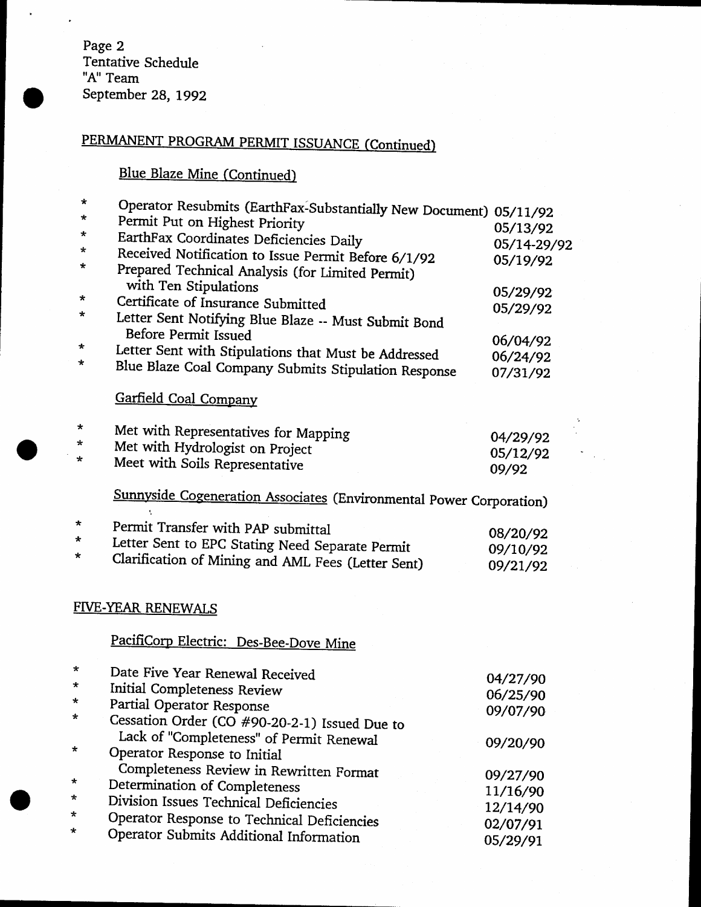Page 2
Tentative Schedule
"A" Team
September 28, 1992

## PERMANENT PROGRAM PERMIT ISSUANCE (Continued)

### Blue Blaze Mine (Continued)

| | | |
|---|---|---|
| * | Operator Resubmits (EarthFax-Substantially New Document) | 05/11/92 |
| * | Permit Put on Highest Priority | 05/13/92 |
| * | EarthFax Coordinates Deficiencies Daily | 05/14-29/92 |
| * | Received Notification to Issue Permit Before 6/1/92 | 05/19/92 |
| * | Prepared Technical Analysis (for Limited Permit) with Ten Stipulations | 05/29/92 |
| * | Certificate of Insurance Submitted | 05/29/92 |
| * | Letter Sent Notifying Blue Blaze -- Must Submit Bond Before Permit Issued | 06/04/92 |
| * | Letter Sent with Stipulations that Must be Addressed | 06/24/92 |
| * | Blue Blaze Coal Company Submits Stipulation Response | 07/31/92 |

### Garfield Coal Company

| | | |
|---|---|---|
| * | Met with Representatives for Mapping | 04/29/92 |
| * | Met with Hydrologist on Project | 05/12/92 |
| * | Meet with Soils Representative | 09/92 |

### Sunnyside Cogeneration Associates (Environmental Power Corporation)

| | | |
|---|---|---|
| * | Permit Transfer with PAP submittal | 08/20/92 |
| * | Letter Sent to EPC Stating Need Separate Permit | 09/10/92 |
| * | Clarification of Mining and AML Fees (Letter Sent) | 09/21/92 |

## FIVE-YEAR RENEWALS

### PacifiCorp Electric: Des-Bee-Dove Mine

| | | |
|---|---|---|
| * | Date Five Year Renewal Received | 04/27/90 |
| * | Initial Completeness Review | 06/25/90 |
| * | Partial Operator Response | 09/07/90 |
| * | Cessation Order (CO #90-20-2-1) Issued Due to Lack of "Completeness" of Permit Renewal | 09/20/90 |
| * | Operator Response to Initial Completeness Review in Rewritten Format | 09/27/90 |
| * | Determination of Completeness | 11/16/90 |
| * | Division Issues Technical Deficiencies | 12/14/90 |
| * | Operator Response to Technical Deficiencies | 02/07/91 |
| * | Operator Submits Additional Information | 05/29/91 |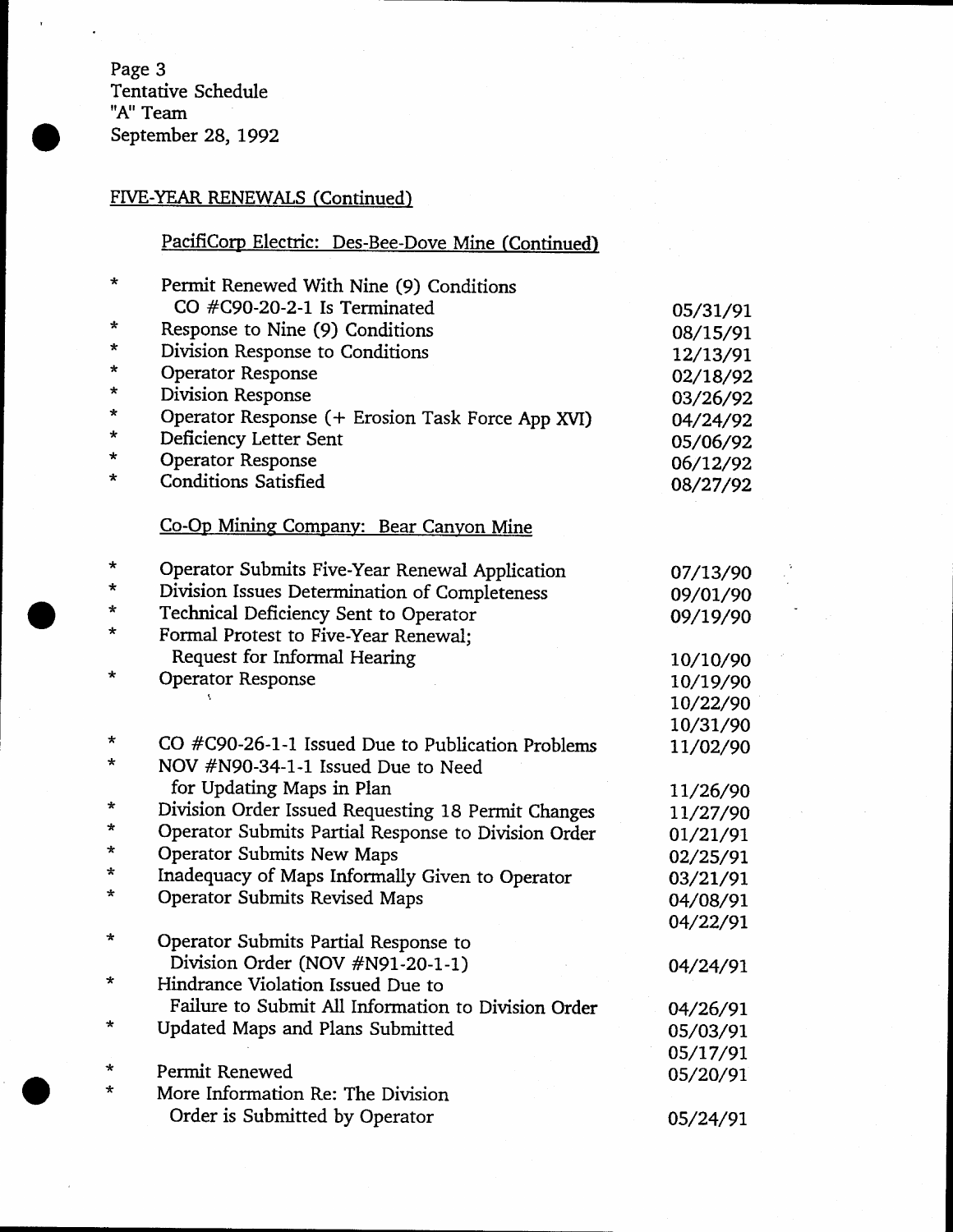Page 3
Tentative Schedule
"A" Team
September 28, 1992

## FIVE-YEAR RENEWALS (Continued)

### PacifiCorp Electric: Des-Bee-Dove Mine (Continued)

| | | |
|---|---|---|
| * | Permit Renewed With Nine (9) Conditions CO #C90-20-2-1 Is Terminated | 05/31/91 |
| * | Response to Nine (9) Conditions | 08/15/91 |
| * | Division Response to Conditions | 12/13/91 |
| * | Operator Response | 02/18/92 |
| * | Division Response | 03/26/92 |
| * | Operator Response (+ Erosion Task Force App XVI) | 04/24/92 |
| * | Deficiency Letter Sent | 05/06/92 |
| * | Operator Response | 06/12/92 |
| * | Conditions Satisfied | 08/27/92 |

### Co-Op Mining Company: Bear Canyon Mine

| | | |
|---|---|---|
| * | Operator Submits Five-Year Renewal Application | 07/13/90 |
| * | Division Issues Determination of Completeness | 09/01/90 |
| * | Technical Deficiency Sent to Operator | 09/19/90 |
| * | Formal Protest to Five-Year Renewal; Request for Informal Hearing | 10/10/90 |
| * | Operator Response | 10/19/90 |
| | | 10/22/90 |
| | | 10/31/90 |
| * | CO #C90-26-1-1 Issued Due to Publication Problems | 11/02/90 |
| * | NOV #N90-34-1-1 Issued Due to Need for Updating Maps in Plan | 11/26/90 |
| * | Division Order Issued Requesting 18 Permit Changes | 11/27/90 |
| * | Operator Submits Partial Response to Division Order | 01/21/91 |
| * | Operator Submits New Maps | 02/25/91 |
| * | Inadequacy of Maps Informally Given to Operator | 03/21/91 |
| * | Operator Submits Revised Maps | 04/08/91 |
| | | 04/22/91 |
| * | Operator Submits Partial Response to Division Order (NOV #N91-20-1-1) | 04/24/91 |
| * | Hindrance Violation Issued Due to Failure to Submit All Information to Division Order | 04/26/91 |
| * | Updated Maps and Plans Submitted | 05/03/91 |
| | | 05/17/91 |
| * | Permit Renewed | 05/20/91 |
| * | More Information Re: The Division Order is Submitted by Operator | 05/24/91 |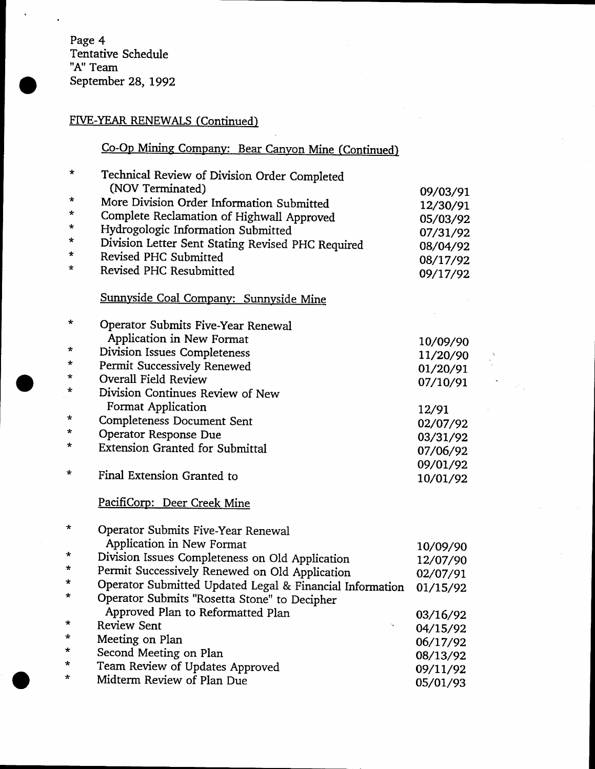Page 4
Tentative Schedule
"A" Team
September 28, 1992

## FIVE-YEAR RENEWALS (Continued)

### Co-Op Mining Company: Bear Canyon Mine (Continued)

| | | |
|---|---|---|
| * | Technical Review of Division Order Completed (NOV Terminated) | 09/03/91 |
| * | More Division Order Information Submitted | 12/30/91 |
| * | Complete Reclamation of Highwall Approved | 05/03/92 |
| * | Hydrogologic Information Submitted | 07/31/92 |
| * | Division Letter Sent Stating Revised PHC Required | 08/04/92 |
| * | Revised PHC Submitted | 08/17/92 |
| * | Revised PHC Resubmitted | 09/17/92 |

### Sunnyside Coal Company: Sunnyside Mine

| | | |
|---|---|---|
| * | Operator Submits Five-Year Renewal Application in New Format | 10/09/90 |
| * | Division Issues Completeness | 11/20/90 |
| * | Permit Successively Renewed | 01/20/91 |
| * | Overall Field Review | 07/10/91 |
| * | Division Continues Review of New Format Application | 12/91 |
| * | Completeness Document Sent | 02/07/92 |
| * | Operator Response Due | 03/31/92 |
| * | Extension Granted for Submittal | 07/06/92<br>09/01/92 |
| * | Final Extension Granted to | 10/01/92 |

### PacifiCorp: Deer Creek Mine

| | | |
|---|---|---|
| * | Operator Submits Five-Year Renewal Application in New Format | 10/09/90 |
| * | Division Issues Completeness on Old Application | 12/07/90 |
| * | Permit Successively Renewed on Old Application | 02/07/91 |
| * | Operator Submitted Updated Legal & Financial Information | 01/15/92 |
| * | Operator Submits "Rosetta Stone" to Decipher Approved Plan to Reformatted Plan | 03/16/92 |
| * | Review Sent | 04/15/92 |
| * | Meeting on Plan | 06/17/92 |
| * | Second Meeting on Plan | 08/13/92 |
| * | Team Review of Updates Approved | 09/11/92 |
| * | Midterm Review of Plan Due | 05/01/93 |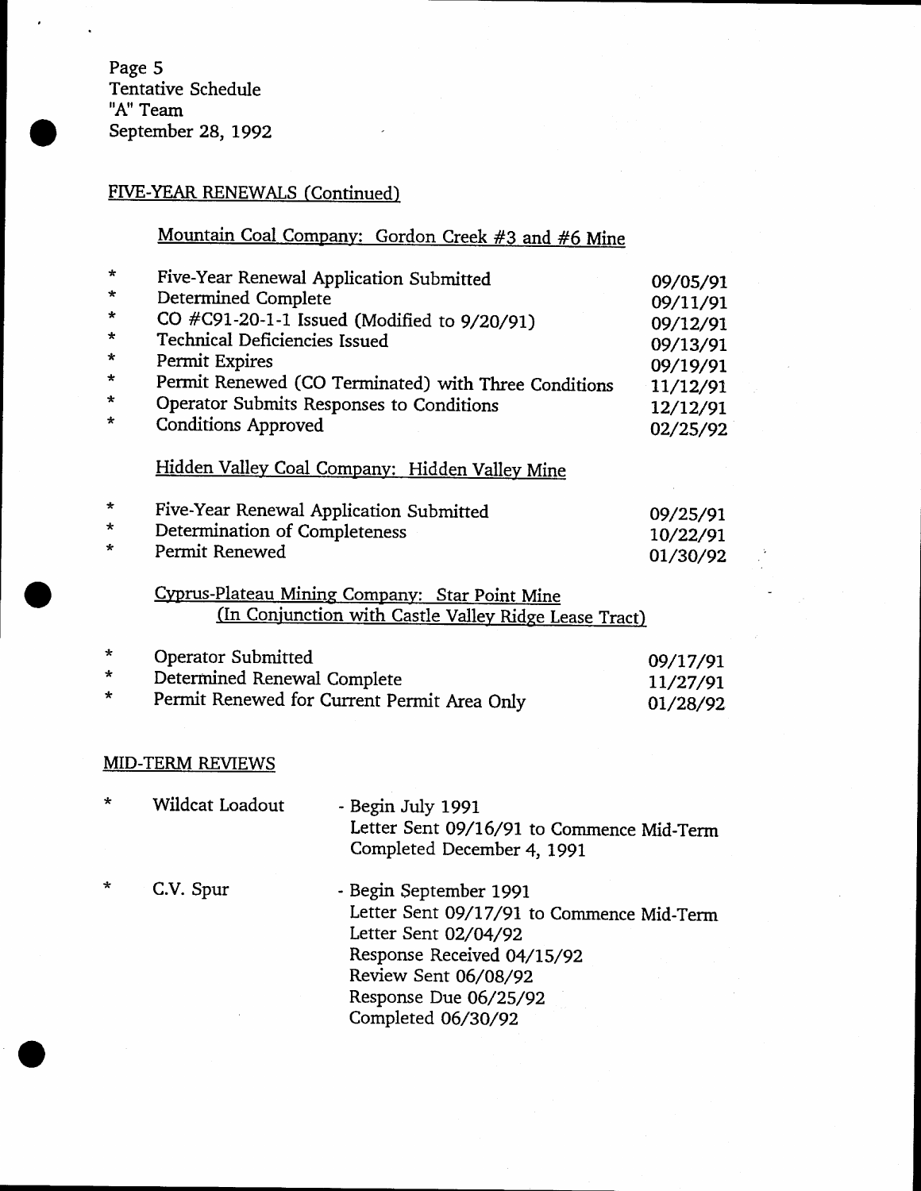Page 5
Tentative Schedule
"A" Team
September 28, 1992

## FIVE-YEAR RENEWALS (Continued)

### Mountain Coal Company: Gordon Creek #3 and #6 Mine

| | | |
|---|---|---|
| * | Five-Year Renewal Application Submitted | 09/05/91 |
| * | Determined Complete | 09/11/91 |
| * | CO #C91-20-1-1 Issued (Modified to 9/20/91) | 09/12/91 |
| * | Technical Deficiencies Issued | 09/13/91 |
| * | Permit Expires | 09/19/91 |
| * | Permit Renewed (CO Terminated) with Three Conditions | 11/12/91 |
| * | Operator Submits Responses to Conditions | 12/12/91 |
| * | Conditions Approved | 02/25/92 |

### Hidden Valley Coal Company: Hidden Valley Mine

| | | |
|---|---|---|
| * | Five-Year Renewal Application Submitted | 09/25/91 |
| * | Determination of Completeness | 10/22/91 |
| * | Permit Renewed | 01/30/92 |

### Cyprus-Plateau Mining Company: Star Point Mine (In Conjunction with Castle Valley Ridge Lease Tract)

| | | |
|---|---|---|
| * | Operator Submitted | 09/17/91 |
| * | Determined Renewal Complete | 11/27/91 |
| * | Permit Renewed for Current Permit Area Only | 01/28/92 |

## MID-TERM REVIEWS

| | | |
|---|---|---|
| * | Wildcat Loadout | - Begin July 1991<br>Letter Sent 09/16/91 to Commence Mid-Term<br>Completed December 4, 1991 |
| * | C.V. Spur | - Begin September 1991<br>Letter Sent 09/17/91 to Commence Mid-Term<br>Letter Sent 02/04/92<br>Response Received 04/15/92<br>Review Sent 06/08/92<br>Response Due 06/25/92<br>Completed 06/30/92 |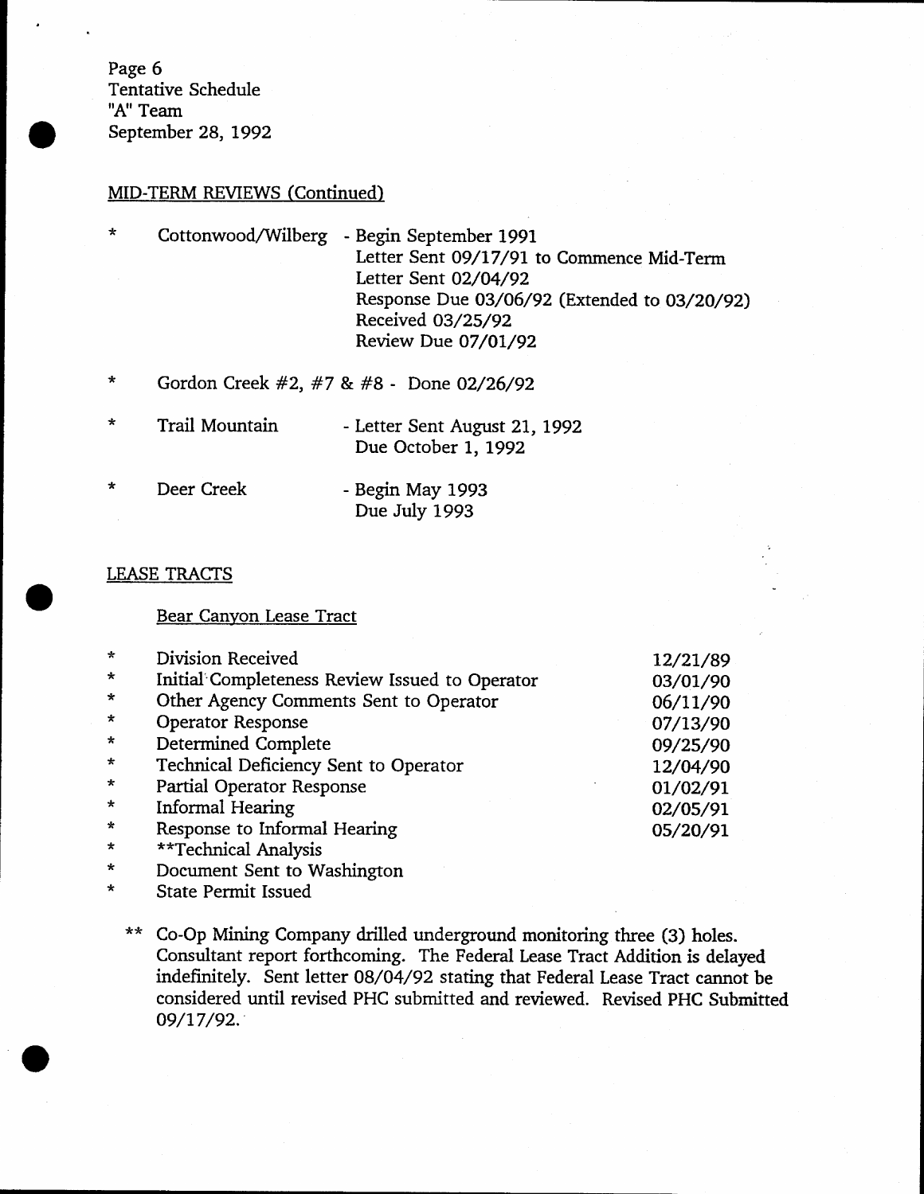Page 6
Tentative Schedule
"A" Team
September 28, 1992

MID-TERM REVIEWS (Continued)

* Cottonwood/Wilberg - Begin September 1991
  Letter Sent 09/17/91 to Commence Mid-Term
  Letter Sent 02/04/92
  Response Due 03/06/92 (Extended to 03/20/92)
  Received 03/25/92
  Review Due 07/01/92

* Gordon Creek #2, #7 & #8 - Done 02/26/92

* Trail Mountain - Letter Sent August 21, 1992
  Due October 1, 1992

* Deer Creek - Begin May 1993
  Due July 1993

LEASE TRACTS

Bear Canyon Lease Tract

| | |
|---|---|
| * Division Received | 12/21/89 |
| * Initial Completeness Review Issued to Operator | 03/01/90 |
| * Other Agency Comments Sent to Operator | 06/11/90 |
| * Operator Response | 07/13/90 |
| * Determined Complete | 09/25/90 |
| * Technical Deficiency Sent to Operator | 12/04/90 |
| * Partial Operator Response | 01/02/91 |
| * Informal Hearing | 02/05/91 |
| * Response to Informal Hearing | 05/20/91 |
| * **Technical Analysis | |
| * Document Sent to Washington | |
| * State Permit Issued | |

** Co-Op Mining Company drilled underground monitoring three (3) holes. Consultant report forthcoming. The Federal Lease Tract Addition is delayed indefinitely. Sent letter 08/04/92 stating that Federal Lease Tract cannot be considered until revised PHC submitted and reviewed. Revised PHC Submitted 09/17/92.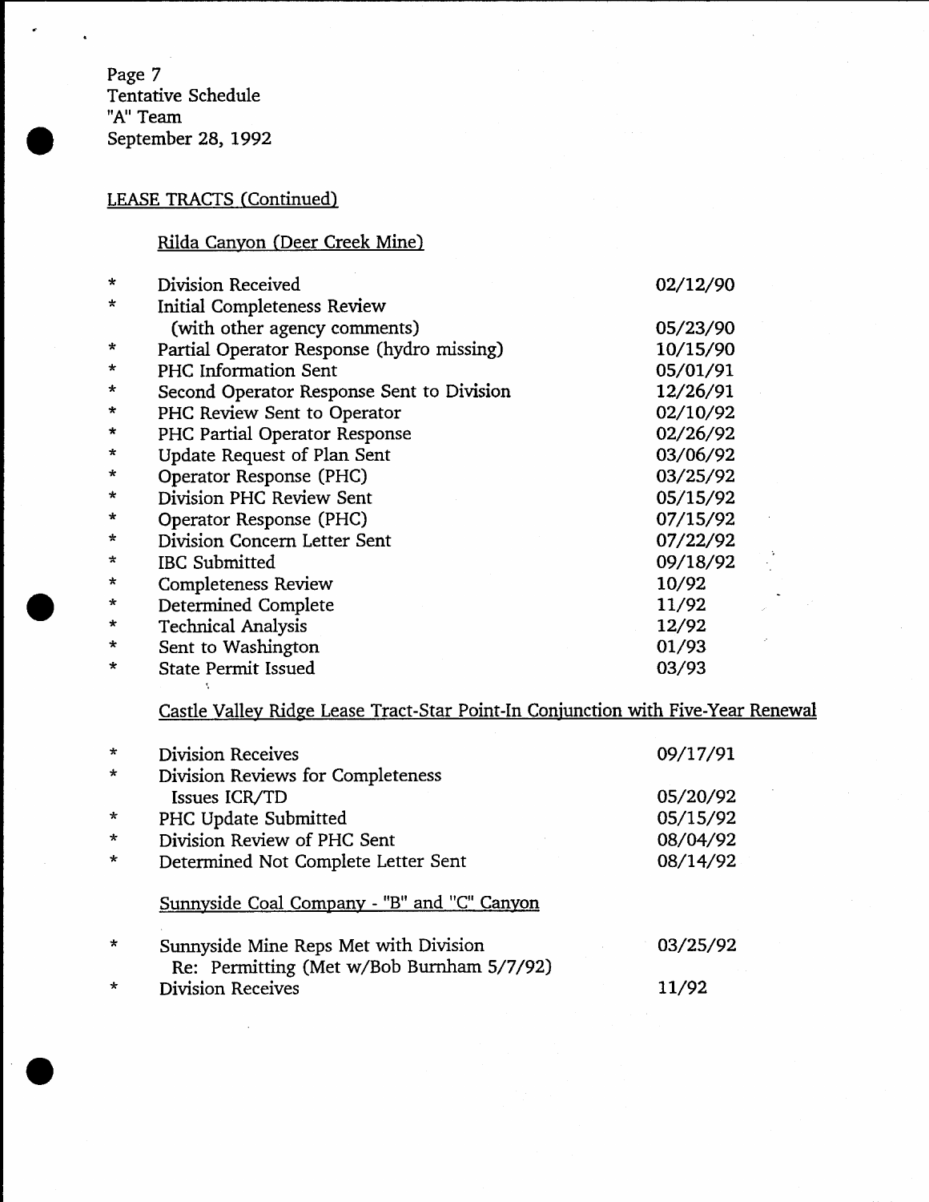Page 7
Tentative Schedule
"A" Team
September 28, 1992

## LEASE TRACTS (Continued)

### Rilda Canyon (Deer Creek Mine)

| | | |
|---|---|---|
| * | Division Received | 02/12/90 |
| * | Initial Completeness Review (with other agency comments) | 05/23/90 |
| * | Partial Operator Response (hydro missing) | 10/15/90 |
| * | PHC Information Sent | 05/01/91 |
| * | Second Operator Response Sent to Division | 12/26/91 |
| * | PHC Review Sent to Operator | 02/10/92 |
| * | PHC Partial Operator Response | 02/26/92 |
| * | Update Request of Plan Sent | 03/06/92 |
| * | Operator Response (PHC) | 03/25/92 |
| * | Division PHC Review Sent | 05/15/92 |
| * | Operator Response (PHC) | 07/15/92 |
| * | Division Concern Letter Sent | 07/22/92 |
| * | IBC Submitted | 09/18/92 |
| * | Completeness Review | 10/92 |
| * | Determined Complete | 11/92 |
| * | Technical Analysis | 12/92 |
| * | Sent to Washington | 01/93 |
| * | State Permit Issued | 03/93 |

### Castle Valley Ridge Lease Tract-Star Point-In Conjunction with Five-Year Renewal

| | | |
|---|---|---|
| * | Division Receives | 09/17/91 |
| * | Division Reviews for Completeness Issues ICR/TD | 05/20/92 |
| * | PHC Update Submitted | 05/15/92 |
| * | Division Review of PHC Sent | 08/04/92 |
| * | Determined Not Complete Letter Sent | 08/14/92 |

### Sunnyside Coal Company - "B" and "C" Canyon

| | | |
|---|---|---|
| * | Sunnyside Mine Reps Met with Division Re: Permitting (Met w/Bob Burnham 5/7/92) | 03/25/92 |
| * | Division Receives | 11/92 |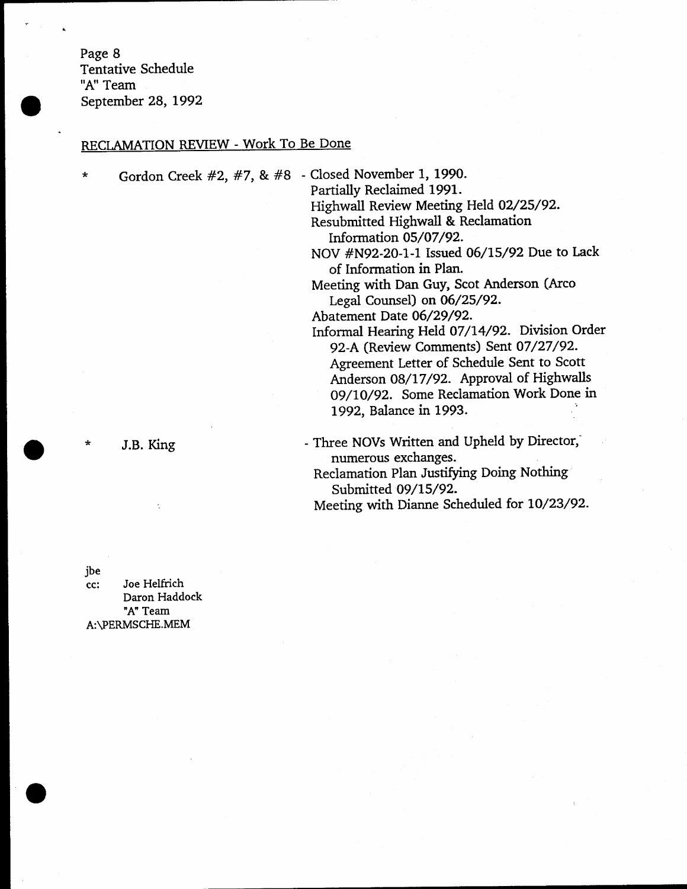Page 8
Tentative Schedule
"A" Team
September 28, 1992

RECLAMATION REVIEW - Work To Be Done

* Gordon Creek #2, #7, & #8 - Closed November 1, 1990.
  Partially Reclaimed 1991.
  Highwall Review Meeting Held 02/25/92.
  Resubmitted Highwall & Reclamation Information 05/07/92.
  NOV #N92-20-1-1 Issued 06/15/92 Due to Lack of Information in Plan.
  Meeting with Dan Guy, Scot Anderson (Arco Legal Counsel) on 06/25/92.
  Abatement Date 06/29/92.
  Informal Hearing Held 07/14/92. Division Order 92-A (Review Comments) Sent 07/27/92. Agreement Letter of Schedule Sent to Scott Anderson 08/17/92. Approval of Highwalls 09/10/92. Some Reclamation Work Done in 1992, Balance in 1993.

* J.B. King - Three NOVs Written and Upheld by Director, numerous exchanges.
  Reclamation Plan Justifying Doing Nothing Submitted 09/15/92.
  Meeting with Dianne Scheduled for 10/23/92.

jbe
cc: Joe Helfrich
    Daron Haddock
    "A" Team
A:\PERMSCHE.MEM